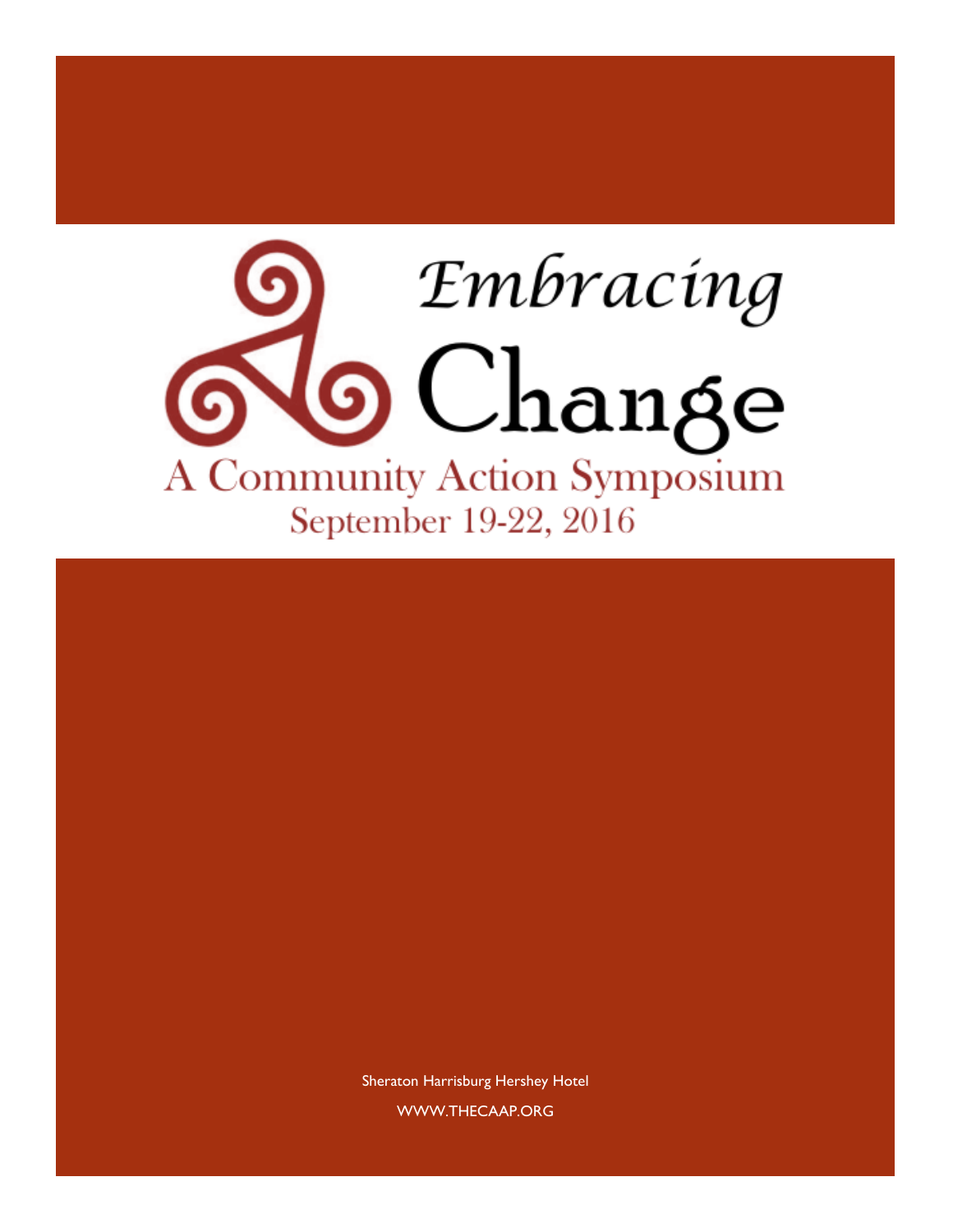# Embracing Change

## A Community Action Symposium

September 19-22, 2016

Sheraton Harrisburg Hershey Hotel

WWW.THECAAP.ORG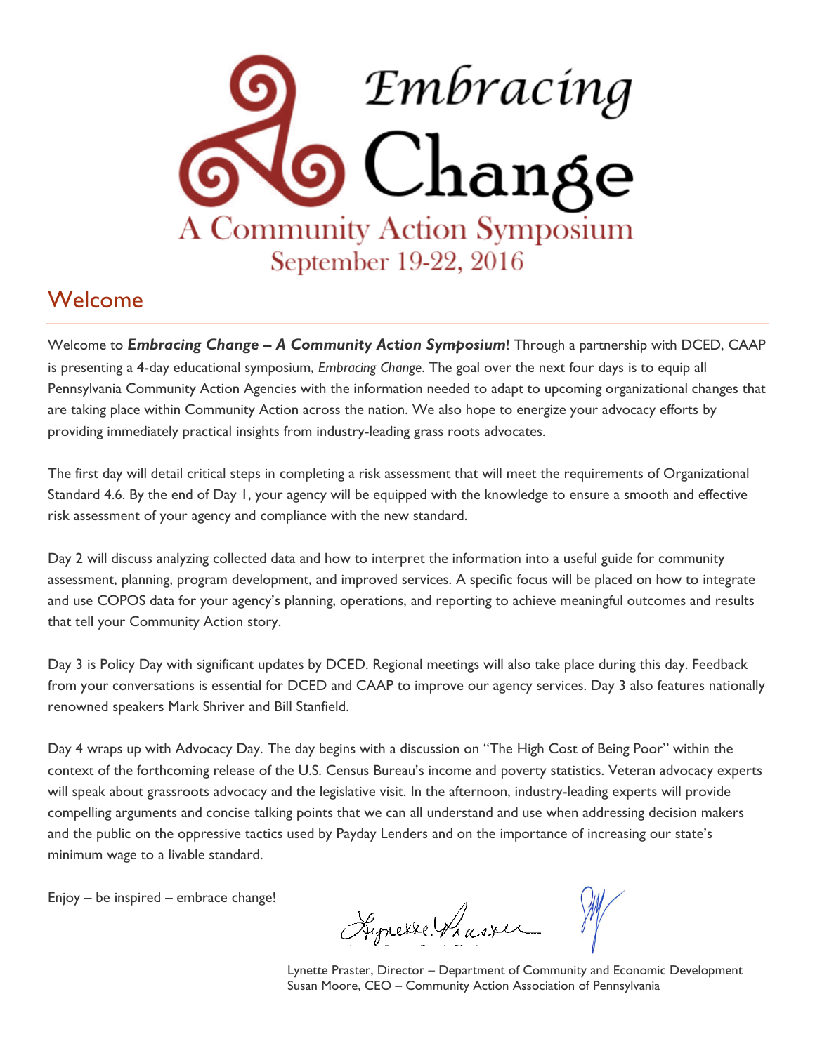# Embracing Change

## A Community Action Symposium

September 19-22, 2016

## Welcome

Welcome to ***Embracing Change – A Community Action Symposium***! Through a partnership with DCED, CAAP is presenting a 4-day educational symposium, *Embracing Change*. The goal over the next four days is to equip all Pennsylvania Community Action Agencies with the information needed to adapt to upcoming organizational changes that are taking place within Community Action across the nation. We also hope to energize your advocacy efforts by providing immediately practical insights from industry-leading grass roots advocates.

The first day will detail critical steps in completing a risk assessment that will meet the requirements of Organizational Standard 4.6. By the end of Day 1, your agency will be equipped with the knowledge to ensure a smooth and effective risk assessment of your agency and compliance with the new standard.

Day 2 will discuss analyzing collected data and how to interpret the information into a useful guide for community assessment, planning, program development, and improved services. A specific focus will be placed on how to integrate and use COPOS data for your agency's planning, operations, and reporting to achieve meaningful outcomes and results that tell your Community Action story.

Day 3 is Policy Day with significant updates by DCED. Regional meetings will also take place during this day. Feedback from your conversations is essential for DCED and CAAP to improve our agency services. Day 3 also features nationally renowned speakers Mark Shriver and Bill Stanfield.

Day 4 wraps up with Advocacy Day. The day begins with a discussion on "The High Cost of Being Poor" within the context of the forthcoming release of the U.S. Census Bureau's income and poverty statistics. Veteran advocacy experts will speak about grassroots advocacy and the legislative visit. In the afternoon, industry-leading experts will provide compelling arguments and concise talking points that we can all understand and use when addressing decision makers and the public on the oppressive tactics used by Payday Lenders and on the importance of increasing our state's minimum wage to a livable standard.

Enjoy – be inspired – embrace change!

Lynette Praster, Director – Department of Community and Economic Development
Susan Moore, CEO – Community Action Association of Pennsylvania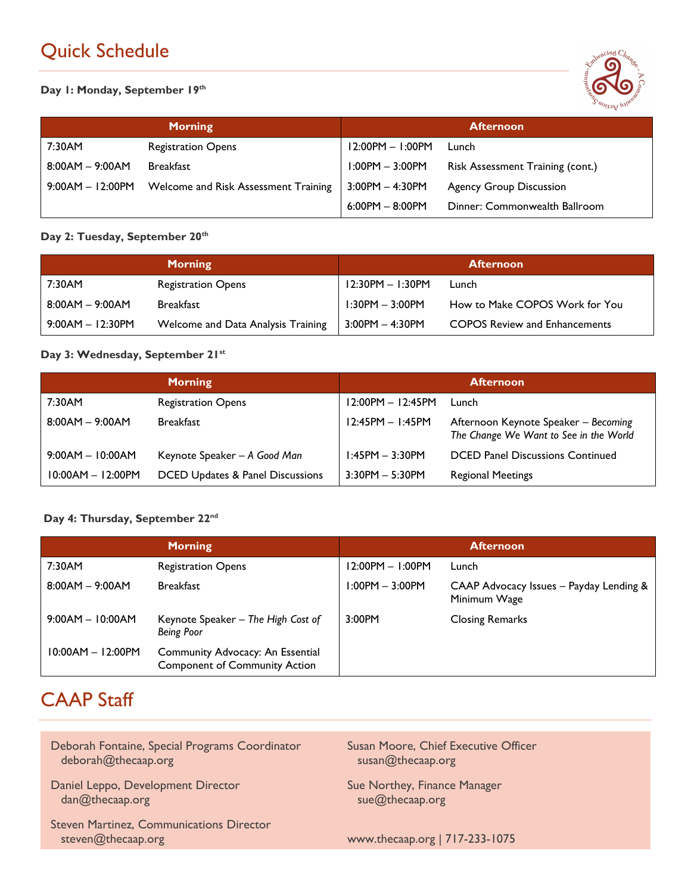# Quick Schedule

**Day 1: Monday, September 19th**

| Morning | | Afternoon | |
|---|---|---|---|
| 7:30AM | Registration Opens | 12:00PM – 1:00PM | Lunch |
| 8:00AM – 9:00AM | Breakfast | 1:00PM – 3:00PM | Risk Assessment Training (cont.) |
| 9:00AM – 12:00PM | Welcome and Risk Assessment Training | 3:00PM – 4:30PM | Agency Group Discussion |
| | | 6:00PM – 8:00PM | Dinner: Commonwealth Ballroom |

**Day 2: Tuesday, September 20th**

| Morning | | Afternoon | |
|---|---|---|---|
| 7:30AM | Registration Opens | 12:30PM – 1:30PM | Lunch |
| 8:00AM – 9:00AM | Breakfast | 1:30PM – 3:00PM | How to Make COPOS Work for You |
| 9:00AM – 12:30PM | Welcome and Data Analysis Training | 3:00PM – 4:30PM | COPOS Review and Enhancements |

**Day 3: Wednesday, September 21st**

| Morning | | Afternoon | |
|---|---|---|---|
| 7:30AM | Registration Opens | 12:00PM – 12:45PM | Lunch |
| 8:00AM – 9:00AM | Breakfast | 12:45PM – 1:45PM | Afternoon Keynote Speaker – *Becoming The Change We Want to See in the World* |
| 9:00AM – 10:00AM | Keynote Speaker – *A Good Man* | 1:45PM – 3:30PM | DCED Panel Discussions Continued |
| 10:00AM – 12:00PM | DCED Updates & Panel Discussions | 3:30PM – 5:30PM | Regional Meetings |

**Day 4: Thursday, September 22nd**

| Morning | | Afternoon | |
|---|---|---|---|
| 7:30AM | Registration Opens | 12:00PM – 1:00PM | Lunch |
| 8:00AM – 9:00AM | Breakfast | 1:00PM – 3:00PM | CAAP Advocacy Issues – Payday Lending & Minimum Wage |
| 9:00AM – 10:00AM | Keynote Speaker – *The High Cost of Being Poor* | 3:00PM | Closing Remarks |
| 10:00AM – 12:00PM | Community Advocacy: An Essential Component of Community Action | | |

# CAAP Staff

Deborah Fontaine, Special Programs Coordinator
deborah@thecaap.org

Daniel Leppo, Development Director
dan@thecaap.org

Steven Martinez, Communications Director
steven@thecaap.org

Susan Moore, Chief Executive Officer
susan@thecaap.org

Sue Northey, Finance Manager
sue@thecaap.org

www.thecaap.org | 717-233-1075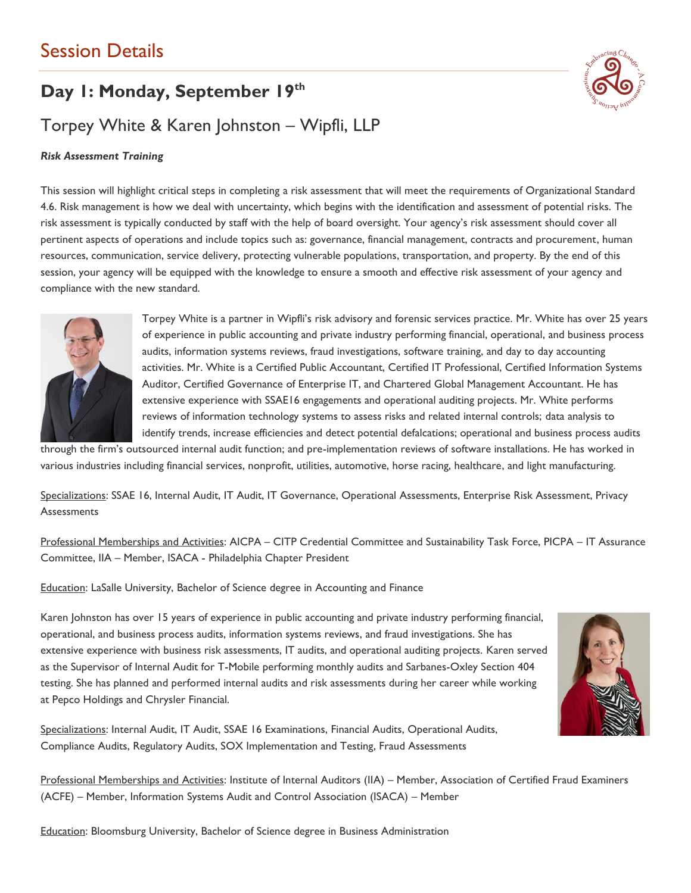# Session Details

## Day 1: Monday, September 19th

## Torpey White & Karen Johnston – Wipfli, LLP

***Risk Assessment Training***

This session will highlight critical steps in completing a risk assessment that will meet the requirements of Organizational Standard 4.6. Risk management is how we deal with uncertainty, which begins with the identification and assessment of potential risks. The risk assessment is typically conducted by staff with the help of board oversight. Your agency's risk assessment should cover all pertinent aspects of operations and include topics such as: governance, financial management, contracts and procurement, human resources, communication, service delivery, protecting vulnerable populations, transportation, and property. By the end of this session, your agency will be equipped with the knowledge to ensure a smooth and effective risk assessment of your agency and compliance with the new standard.

Torpey White is a partner in Wipfli's risk advisory and forensic services practice. Mr. White has over 25 years of experience in public accounting and private industry performing financial, operational, and business process audits, information systems reviews, fraud investigations, software training, and day to day accounting activities. Mr. White is a Certified Public Accountant, Certified IT Professional, Certified Information Systems Auditor, Certified Governance of Enterprise IT, and Chartered Global Management Accountant. He has extensive experience with SSAE16 engagements and operational auditing projects. Mr. White performs reviews of information technology systems to assess risks and related internal controls; data analysis to identify trends, increase efficiencies and detect potential defalcations; operational and business process audits through the firm's outsourced internal audit function; and pre-implementation reviews of software installations. He has worked in various industries including financial services, nonprofit, utilities, automotive, horse racing, healthcare, and light manufacturing.

Specializations: SSAE 16, Internal Audit, IT Audit, IT Governance, Operational Assessments, Enterprise Risk Assessment, Privacy Assessments

Professional Memberships and Activities: AICPA – CITP Credential Committee and Sustainability Task Force, PICPA – IT Assurance Committee, IIA – Member, ISACA - Philadelphia Chapter President

Education: LaSalle University, Bachelor of Science degree in Accounting and Finance

Karen Johnston has over 15 years of experience in public accounting and private industry performing financial, operational, and business process audits, information systems reviews, and fraud investigations. She has extensive experience with business risk assessments, IT audits, and operational auditing projects. Karen served as the Supervisor of Internal Audit for T-Mobile performing monthly audits and Sarbanes-Oxley Section 404 testing. She has planned and performed internal audits and risk assessments during her career while working at Pepco Holdings and Chrysler Financial.

Specializations: Internal Audit, IT Audit, SSAE 16 Examinations, Financial Audits, Operational Audits, Compliance Audits, Regulatory Audits, SOX Implementation and Testing, Fraud Assessments

Professional Memberships and Activities: Institute of Internal Auditors (IIA) – Member, Association of Certified Fraud Examiners (ACFE) – Member, Information Systems Audit and Control Association (ISACA) – Member

Education: Bloomsburg University, Bachelor of Science degree in Business Administration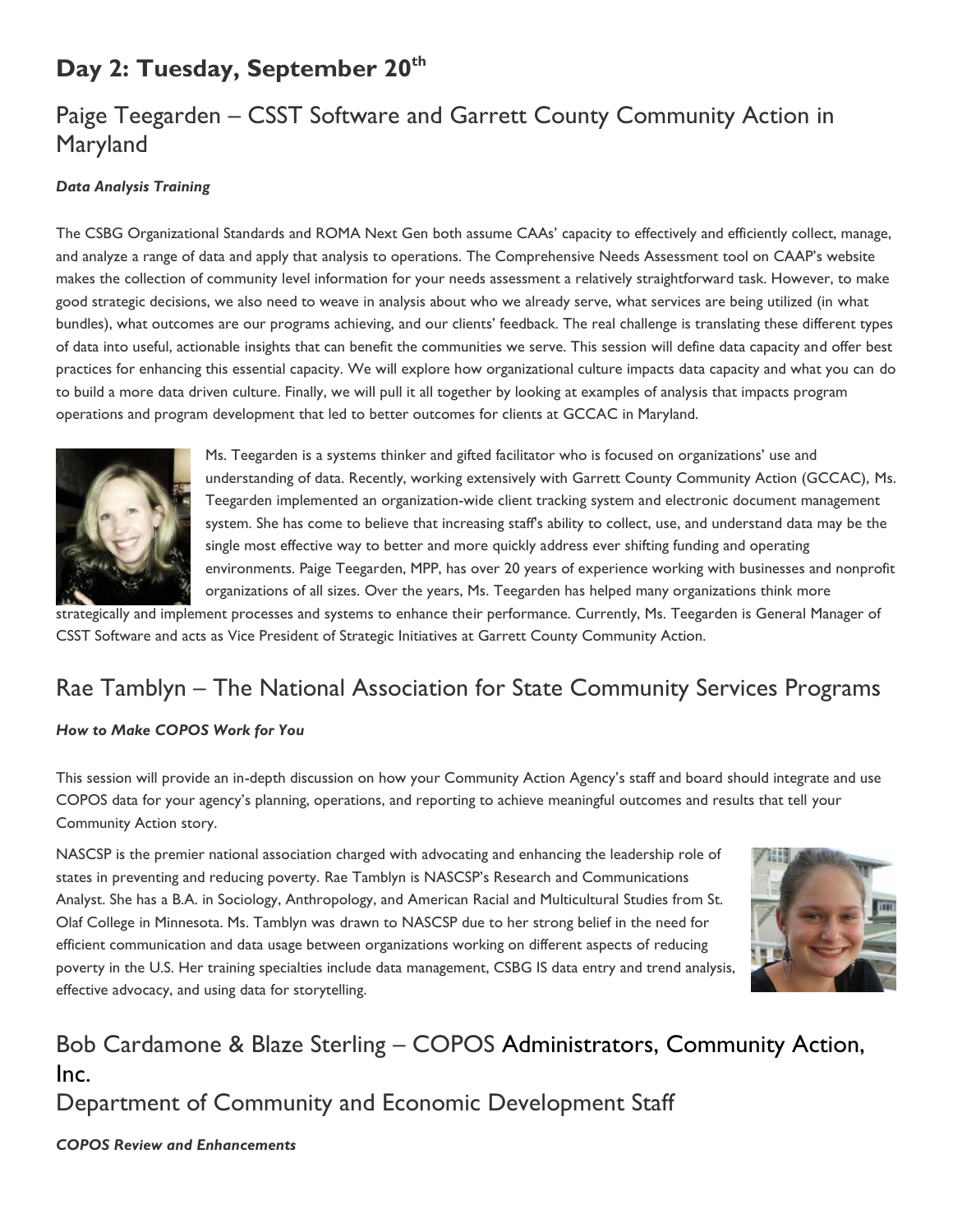# Day 2: Tuesday, September 20th

## Paige Teegarden – CSST Software and Garrett County Community Action in Maryland

***Data Analysis Training***

The CSBG Organizational Standards and ROMA Next Gen both assume CAAs' capacity to effectively and efficiently collect, manage, and analyze a range of data and apply that analysis to operations. The Comprehensive Needs Assessment tool on CAAP's website makes the collection of community level information for your needs assessment a relatively straightforward task. However, to make good strategic decisions, we also need to weave in analysis about who we already serve, what services are being utilized (in what bundles), what outcomes are our programs achieving, and our clients' feedback. The real challenge is translating these different types of data into useful, actionable insights that can benefit the communities we serve. This session will define data capacity and offer best practices for enhancing this essential capacity. We will explore how organizational culture impacts data capacity and what you can do to build a more data driven culture. Finally, we will pull it all together by looking at examples of analysis that impacts program operations and program development that led to better outcomes for clients at GCCAC in Maryland.

Ms. Teegarden is a systems thinker and gifted facilitator who is focused on organizations' use and understanding of data. Recently, working extensively with Garrett County Community Action (GCCAC), Ms. Teegarden implemented an organization-wide client tracking system and electronic document management system. She has come to believe that increasing staff's ability to collect, use, and understand data may be the single most effective way to better and more quickly address ever shifting funding and operating environments. Paige Teegarden, MPP, has over 20 years of experience working with businesses and nonprofit organizations of all sizes. Over the years, Ms. Teegarden has helped many organizations think more strategically and implement processes and systems to enhance their performance. Currently, Ms. Teegarden is General Manager of CSST Software and acts as Vice President of Strategic Initiatives at Garrett County Community Action.

## Rae Tamblyn – The National Association for State Community Services Programs

***How to Make COPOS Work for You***

This session will provide an in-depth discussion on how your Community Action Agency's staff and board should integrate and use COPOS data for your agency's planning, operations, and reporting to achieve meaningful outcomes and results that tell your Community Action story.

NASCSP is the premier national association charged with advocating and enhancing the leadership role of states in preventing and reducing poverty. Rae Tamblyn is NASCSP's Research and Communications Analyst. She has a B.A. in Sociology, Anthropology, and American Racial and Multicultural Studies from St. Olaf College in Minnesota. Ms. Tamblyn was drawn to NASCSP due to her strong belief in the need for efficient communication and data usage between organizations working on different aspects of reducing poverty in the U.S. Her training specialties include data management, CSBG IS data entry and trend analysis, effective advocacy, and using data for storytelling.

## Bob Cardamone & Blaze Sterling – COPOS Administrators, Community Action, Inc.
## Department of Community and Economic Development Staff

***COPOS Review and Enhancements***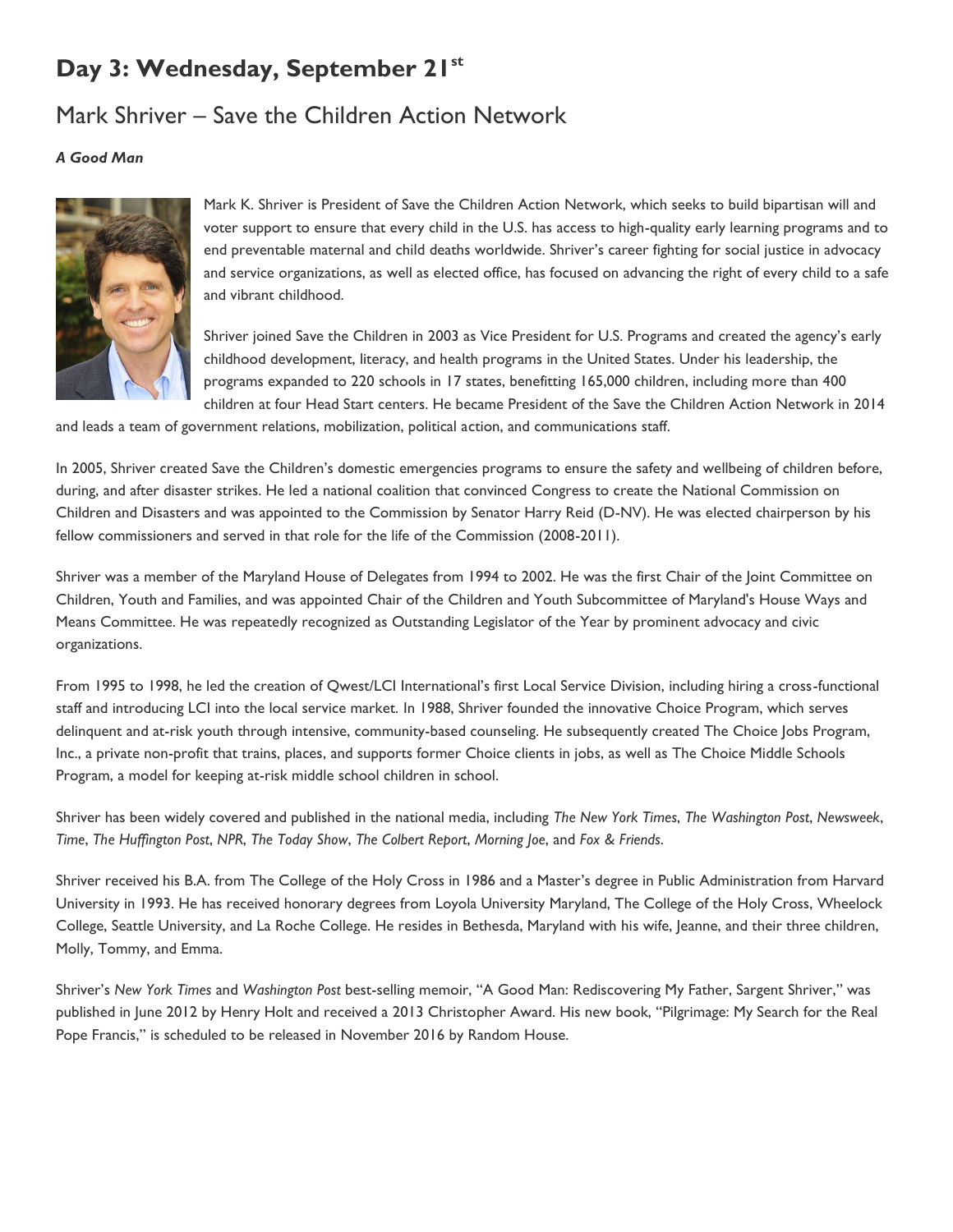# Day 3: Wednesday, September 21st

## Mark Shriver – Save the Children Action Network

***A Good Man***

Mark K. Shriver is President of Save the Children Action Network, which seeks to build bipartisan will and voter support to ensure that every child in the U.S. has access to high-quality early learning programs and to end preventable maternal and child deaths worldwide. Shriver's career fighting for social justice in advocacy and service organizations, as well as elected office, has focused on advancing the right of every child to a safe and vibrant childhood.

Shriver joined Save the Children in 2003 as Vice President for U.S. Programs and created the agency's early childhood development, literacy, and health programs in the United States. Under his leadership, the programs expanded to 220 schools in 17 states, benefitting 165,000 children, including more than 400 children at four Head Start centers. He became President of the Save the Children Action Network in 2014 and leads a team of government relations, mobilization, political action, and communications staff.

In 2005, Shriver created Save the Children's domestic emergencies programs to ensure the safety and wellbeing of children before, during, and after disaster strikes. He led a national coalition that convinced Congress to create the National Commission on Children and Disasters and was appointed to the Commission by Senator Harry Reid (D-NV). He was elected chairperson by his fellow commissioners and served in that role for the life of the Commission (2008-2011).

Shriver was a member of the Maryland House of Delegates from 1994 to 2002. He was the first Chair of the Joint Committee on Children, Youth and Families, and was appointed Chair of the Children and Youth Subcommittee of Maryland's House Ways and Means Committee. He was repeatedly recognized as Outstanding Legislator of the Year by prominent advocacy and civic organizations.

From 1995 to 1998, he led the creation of Qwest/LCI International's first Local Service Division, including hiring a cross-functional staff and introducing LCI into the local service market. In 1988, Shriver founded the innovative Choice Program, which serves delinquent and at-risk youth through intensive, community-based counseling. He subsequently created The Choice Jobs Program, Inc., a private non-profit that trains, places, and supports former Choice clients in jobs, as well as The Choice Middle Schools Program, a model for keeping at-risk middle school children in school.

Shriver has been widely covered and published in the national media, including *The New York Times*, *The Washington Post*, *Newsweek*, *Time*, *The Huffington Post*, *NPR*, *The Today Show*, *The Colbert Report*, *Morning Joe*, and *Fox & Friends.*

Shriver received his B.A. from The College of the Holy Cross in 1986 and a Master's degree in Public Administration from Harvard University in 1993. He has received honorary degrees from Loyola University Maryland, The College of the Holy Cross, Wheelock College, Seattle University, and La Roche College. He resides in Bethesda, Maryland with his wife, Jeanne, and their three children, Molly, Tommy, and Emma.

Shriver's *New York Times* and *Washington Post* best-selling memoir, "A Good Man: Rediscovering My Father, Sargent Shriver," was published in June 2012 by Henry Holt and received a 2013 Christopher Award. His new book, "Pilgrimage: My Search for the Real Pope Francis," is scheduled to be released in November 2016 by Random House.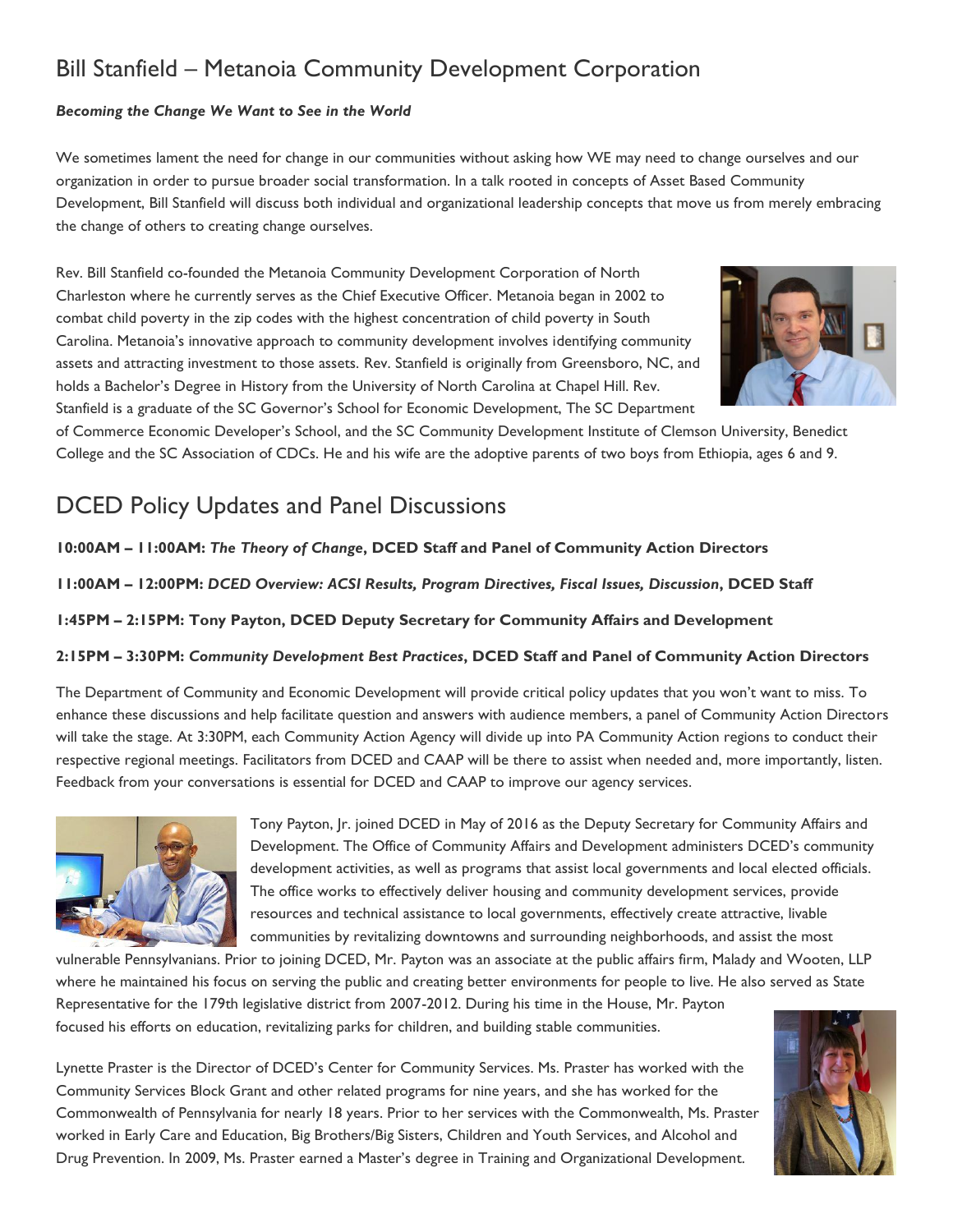## Bill Stanfield – Metanoia Community Development Corporation

***Becoming the Change We Want to See in the World***

We sometimes lament the need for change in our communities without asking how WE may need to change ourselves and our organization in order to pursue broader social transformation. In a talk rooted in concepts of Asset Based Community Development, Bill Stanfield will discuss both individual and organizational leadership concepts that move us from merely embracing the change of others to creating change ourselves.

Rev. Bill Stanfield co-founded the Metanoia Community Development Corporation of North Charleston where he currently serves as the Chief Executive Officer. Metanoia began in 2002 to combat child poverty in the zip codes with the highest concentration of child poverty in South Carolina. Metanoia's innovative approach to community development involves identifying community assets and attracting investment to those assets. Rev. Stanfield is originally from Greensboro, NC, and holds a Bachelor's Degree in History from the University of North Carolina at Chapel Hill. Rev. Stanfield is a graduate of the SC Governor's School for Economic Development, The SC Department of Commerce Economic Developer's School, and the SC Community Development Institute of Clemson University, Benedict College and the SC Association of CDCs. He and his wife are the adoptive parents of two boys from Ethiopia, ages 6 and 9.

## DCED Policy Updates and Panel Discussions

**10:00AM – 11:00AM: *The Theory of Change*, DCED Staff and Panel of Community Action Directors**

**11:00AM – 12:00PM: *DCED Overview: ACSI Results, Program Directives, Fiscal Issues, Discussion*, DCED Staff**

**1:45PM – 2:15PM: Tony Payton, DCED Deputy Secretary for Community Affairs and Development**

**2:15PM – 3:30PM: *Community Development Best Practices*, DCED Staff and Panel of Community Action Directors**

The Department of Community and Economic Development will provide critical policy updates that you won't want to miss. To enhance these discussions and help facilitate question and answers with audience members, a panel of Community Action Directors will take the stage. At 3:30PM, each Community Action Agency will divide up into PA Community Action regions to conduct their respective regional meetings. Facilitators from DCED and CAAP will be there to assist when needed and, more importantly, listen. Feedback from your conversations is essential for DCED and CAAP to improve our agency services.

Tony Payton, Jr. joined DCED in May of 2016 as the Deputy Secretary for Community Affairs and Development. The Office of Community Affairs and Development administers DCED's community development activities, as well as programs that assist local governments and local elected officials. The office works to effectively deliver housing and community development services, provide resources and technical assistance to local governments, effectively create attractive, livable communities by revitalizing downtowns and surrounding neighborhoods, and assist the most vulnerable Pennsylvanians. Prior to joining DCED, Mr. Payton was an associate at the public affairs firm, Malady and Wooten, LLP where he maintained his focus on serving the public and creating better environments for people to live. He also served as State Representative for the 179th legislative district from 2007-2012. During his time in the House, Mr. Payton focused his efforts on education, revitalizing parks for children, and building stable communities.

Lynette Praster is the Director of DCED's Center for Community Services. Ms. Praster has worked with the Community Services Block Grant and other related programs for nine years, and she has worked for the Commonwealth of Pennsylvania for nearly 18 years. Prior to her services with the Commonwealth, Ms. Praster worked in Early Care and Education, Big Brothers/Big Sisters, Children and Youth Services, and Alcohol and Drug Prevention. In 2009, Ms. Praster earned a Master's degree in Training and Organizational Development.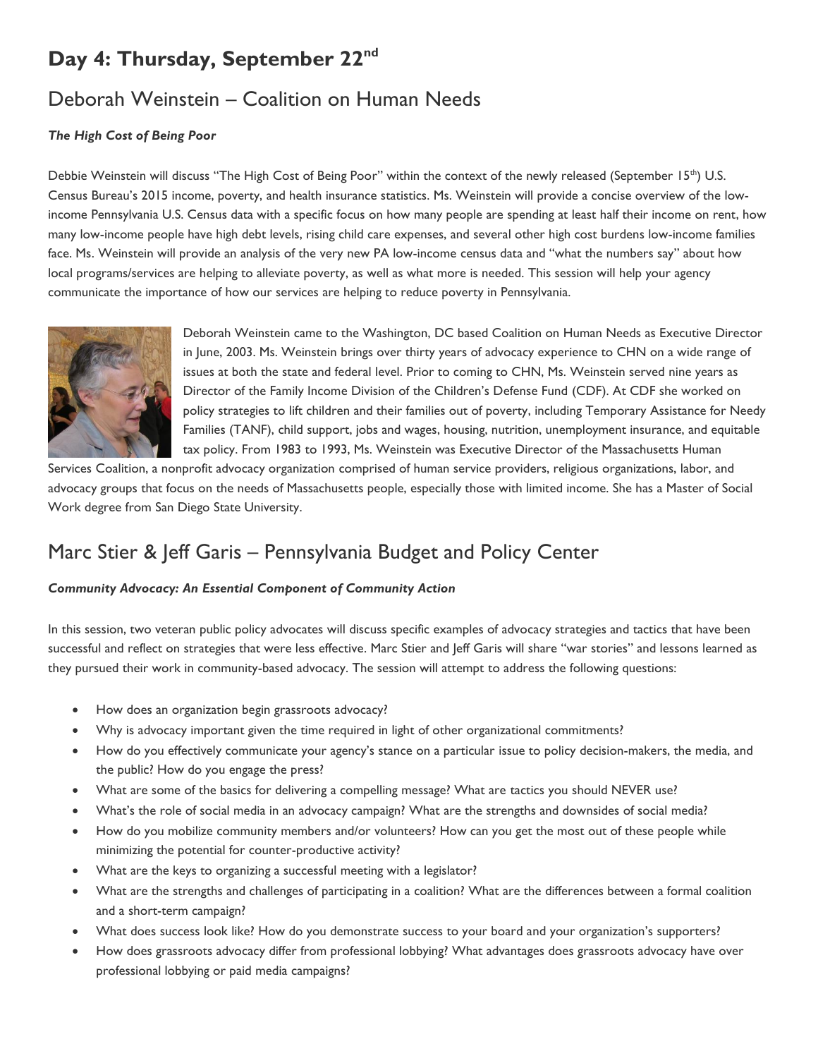# Day 4: Thursday, September 22nd

## Deborah Weinstein – Coalition on Human Needs

***The High Cost of Being Poor***

Debbie Weinstein will discuss "The High Cost of Being Poor" within the context of the newly released (September 15th) U.S. Census Bureau's 2015 income, poverty, and health insurance statistics. Ms. Weinstein will provide a concise overview of the low-income Pennsylvania U.S. Census data with a specific focus on how many people are spending at least half their income on rent, how many low-income people have high debt levels, rising child care expenses, and several other high cost burdens low-income families face. Ms. Weinstein will provide an analysis of the very new PA low-income census data and "what the numbers say" about how local programs/services are helping to alleviate poverty, as well as what more is needed. This session will help your agency communicate the importance of how our services are helping to reduce poverty in Pennsylvania.

Deborah Weinstein came to the Washington, DC based Coalition on Human Needs as Executive Director in June, 2003. Ms. Weinstein brings over thirty years of advocacy experience to CHN on a wide range of issues at both the state and federal level. Prior to coming to CHN, Ms. Weinstein served nine years as Director of the Family Income Division of the Children's Defense Fund (CDF). At CDF she worked on policy strategies to lift children and their families out of poverty, including Temporary Assistance for Needy Families (TANF), child support, jobs and wages, housing, nutrition, unemployment insurance, and equitable tax policy. From 1983 to 1993, Ms. Weinstein was Executive Director of the Massachusetts Human Services Coalition, a nonprofit advocacy organization comprised of human service providers, religious organizations, labor, and advocacy groups that focus on the needs of Massachusetts people, especially those with limited income. She has a Master of Social Work degree from San Diego State University.

## Marc Stier & Jeff Garis – Pennsylvania Budget and Policy Center

***Community Advocacy: An Essential Component of Community Action***

In this session, two veteran public policy advocates will discuss specific examples of advocacy strategies and tactics that have been successful and reflect on strategies that were less effective. Marc Stier and Jeff Garis will share "war stories" and lessons learned as they pursued their work in community-based advocacy. The session will attempt to address the following questions:

- How does an organization begin grassroots advocacy?
- Why is advocacy important given the time required in light of other organizational commitments?
- How do you effectively communicate your agency's stance on a particular issue to policy decision-makers, the media, and the public? How do you engage the press?
- What are some of the basics for delivering a compelling message? What are tactics you should NEVER use?
- What's the role of social media in an advocacy campaign? What are the strengths and downsides of social media?
- How do you mobilize community members and/or volunteers? How can you get the most out of these people while minimizing the potential for counter-productive activity?
- What are the keys to organizing a successful meeting with a legislator?
- What are the strengths and challenges of participating in a coalition? What are the differences between a formal coalition and a short-term campaign?
- What does success look like? How do you demonstrate success to your board and your organization's supporters?
- How does grassroots advocacy differ from professional lobbying? What advantages does grassroots advocacy have over professional lobbying or paid media campaigns?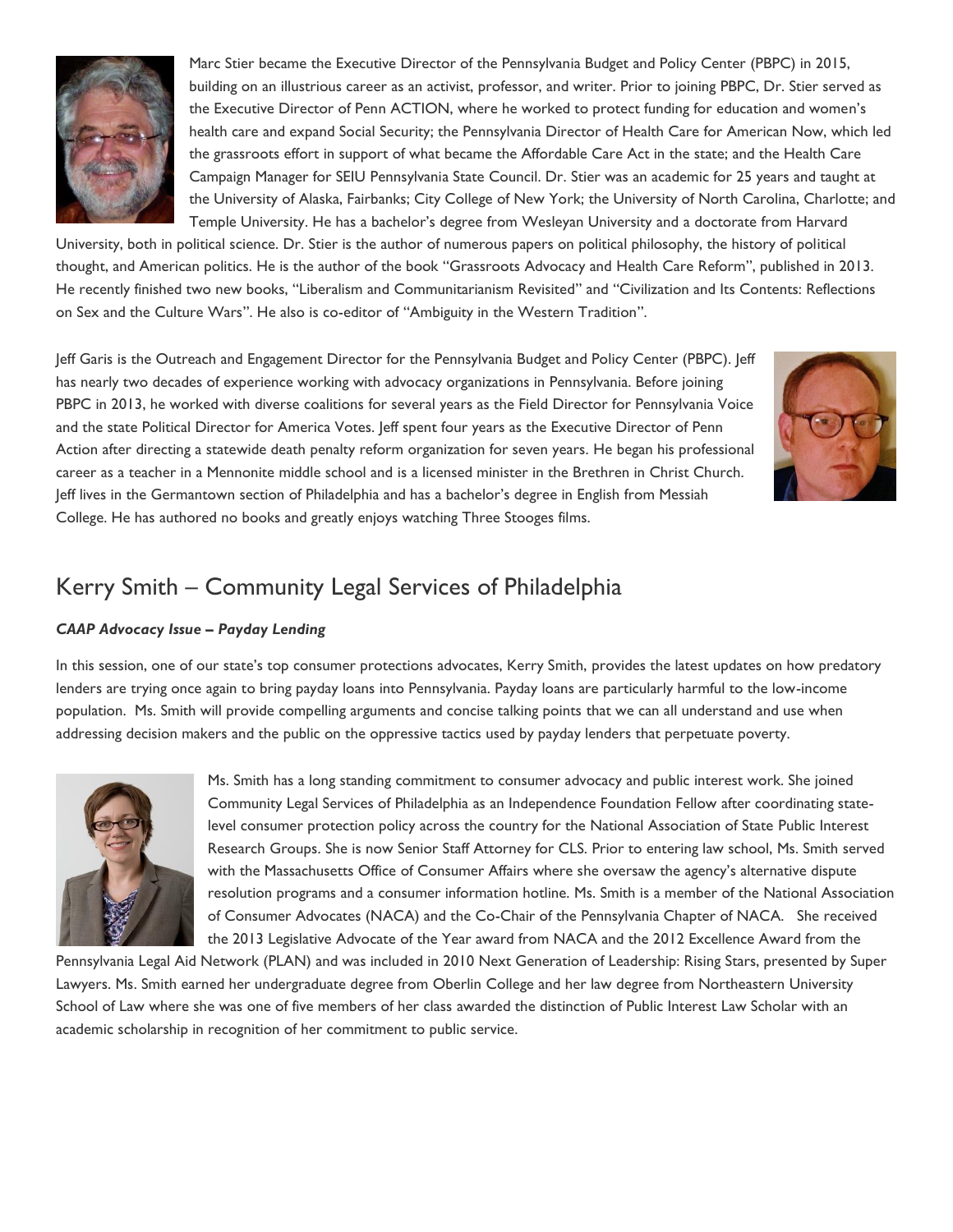Marc Stier became the Executive Director of the Pennsylvania Budget and Policy Center (PBPC) in 2015, building on an illustrious career as an activist, professor, and writer. Prior to joining PBPC, Dr. Stier served as the Executive Director of Penn ACTION, where he worked to protect funding for education and women's health care and expand Social Security; the Pennsylvania Director of Health Care for American Now, which led the grassroots effort in support of what became the Affordable Care Act in the state; and the Health Care Campaign Manager for SEIU Pennsylvania State Council. Dr. Stier was an academic for 25 years and taught at the University of Alaska, Fairbanks; City College of New York; the University of North Carolina, Charlotte; and Temple University. He has a bachelor's degree from Wesleyan University and a doctorate from Harvard University, both in political science. Dr. Stier is the author of numerous papers on political philosophy, the history of political thought, and American politics. He is the author of the book "Grassroots Advocacy and Health Care Reform", published in 2013. He recently finished two new books, "Liberalism and Communitarianism Revisited" and "Civilization and Its Contents: Reflections on Sex and the Culture Wars". He also is co-editor of "Ambiguity in the Western Tradition".

Jeff Garis is the Outreach and Engagement Director for the Pennsylvania Budget and Policy Center (PBPC). Jeff has nearly two decades of experience working with advocacy organizations in Pennsylvania. Before joining PBPC in 2013, he worked with diverse coalitions for several years as the Field Director for Pennsylvania Voice and the state Political Director for America Votes. Jeff spent four years as the Executive Director of Penn Action after directing a statewide death penalty reform organization for seven years. He began his professional career as a teacher in a Mennonite middle school and is a licensed minister in the Brethren in Christ Church. Jeff lives in the Germantown section of Philadelphia and has a bachelor's degree in English from Messiah College. He has authored no books and greatly enjoys watching Three Stooges films.

## Kerry Smith – Community Legal Services of Philadelphia

***CAAP Advocacy Issue – Payday Lending***

In this session, one of our state's top consumer protections advocates, Kerry Smith, provides the latest updates on how predatory lenders are trying once again to bring payday loans into Pennsylvania. Payday loans are particularly harmful to the low-income population. Ms. Smith will provide compelling arguments and concise talking points that we can all understand and use when addressing decision makers and the public on the oppressive tactics used by payday lenders that perpetuate poverty.

Ms. Smith has a long standing commitment to consumer advocacy and public interest work. She joined Community Legal Services of Philadelphia as an Independence Foundation Fellow after coordinating state-level consumer protection policy across the country for the National Association of State Public Interest Research Groups. She is now Senior Staff Attorney for CLS. Prior to entering law school, Ms. Smith served with the Massachusetts Office of Consumer Affairs where she oversaw the agency's alternative dispute resolution programs and a consumer information hotline. Ms. Smith is a member of the National Association of Consumer Advocates (NACA) and the Co-Chair of the Pennsylvania Chapter of NACA. She received the 2013 Legislative Advocate of the Year award from NACA and the 2012 Excellence Award from the Pennsylvania Legal Aid Network (PLAN) and was included in 2010 Next Generation of Leadership: Rising Stars, presented by Super Lawyers. Ms. Smith earned her undergraduate degree from Oberlin College and her law degree from Northeastern University School of Law where she was one of five members of her class awarded the distinction of Public Interest Law Scholar with an academic scholarship in recognition of her commitment to public service.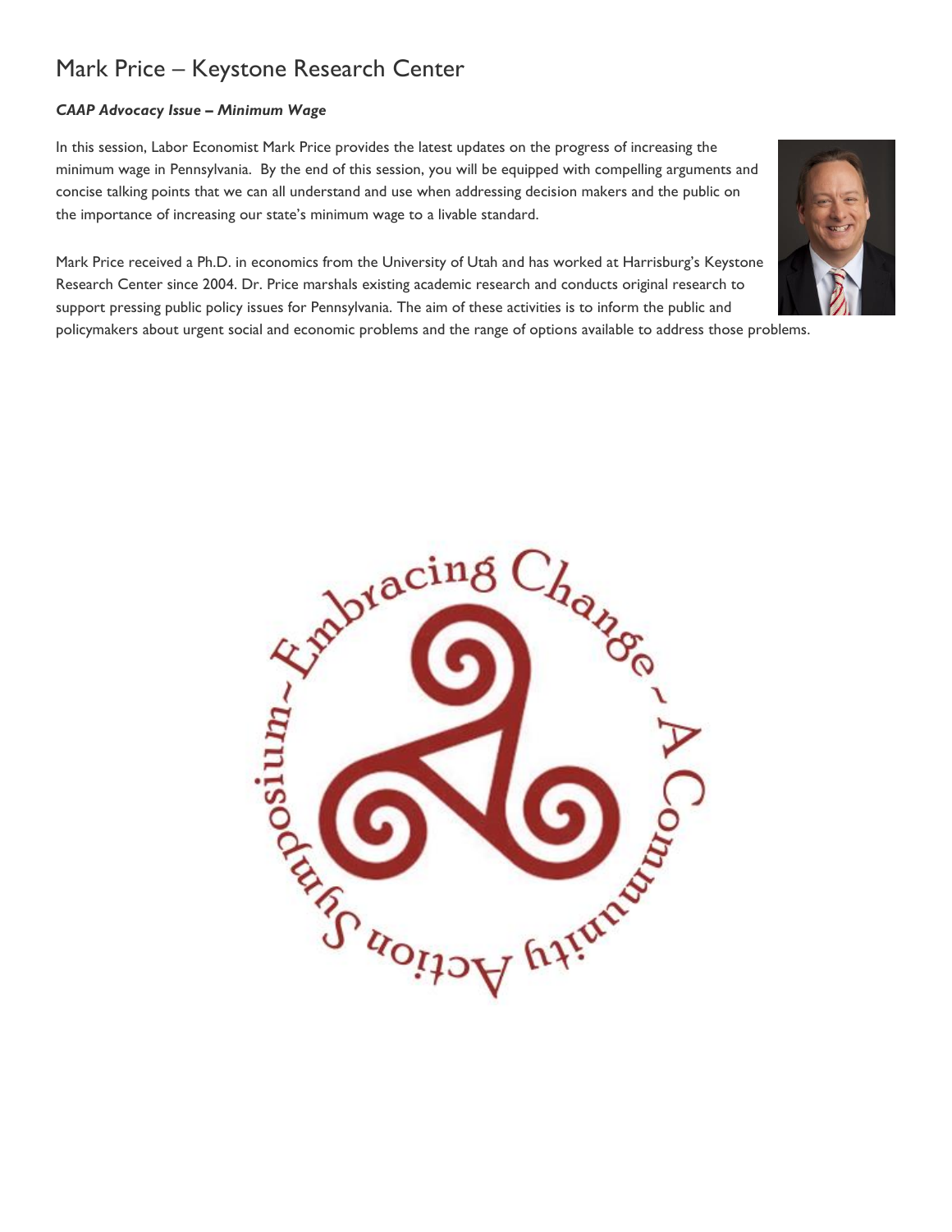# Mark Price – Keystone Research Center

***CAAP Advocacy Issue – Minimum Wage***

In this session, Labor Economist Mark Price provides the latest updates on the progress of increasing the minimum wage in Pennsylvania. By the end of this session, you will be equipped with compelling arguments and concise talking points that we can all understand and use when addressing decision makers and the public on the importance of increasing our state's minimum wage to a livable standard.

Mark Price received a Ph.D. in economics from the University of Utah and has worked at Harrisburg's Keystone Research Center since 2004. Dr. Price marshals existing academic research and conducts original research to support pressing public policy issues for Pennsylvania. The aim of these activities is to inform the public and policymakers about urgent social and economic problems and the range of options available to address those problems.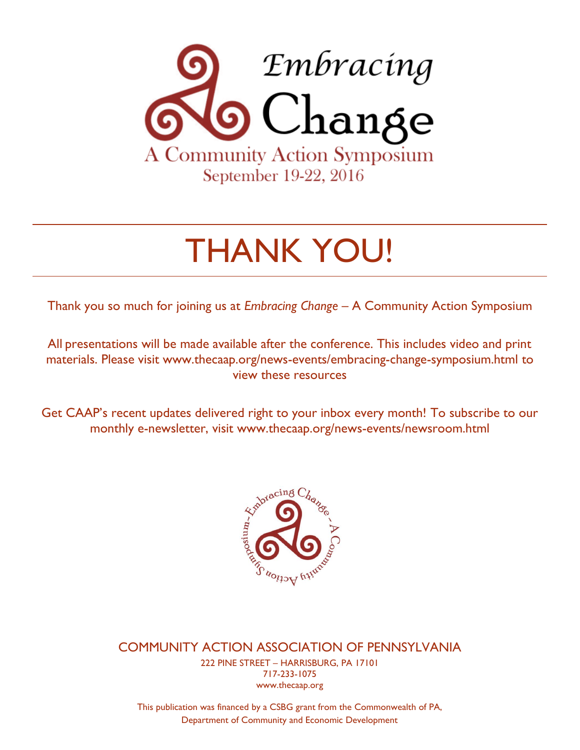# Embracing Change

A Community Action Symposium

September 19-22, 2016

# THANK YOU!

Thank you so much for joining us at *Embracing Change* – A Community Action Symposium

All presentations will be made available after the conference. This includes video and print materials. Please visit www.thecaap.org/news-events/embracing-change-symposium.html to view these resources

Get CAAP's recent updates delivered right to your inbox every month! To subscribe to our monthly e-newsletter, visit www.thecaap.org/news-events/newsroom.html

Embracing Change ~ A Community Action Symposium

COMMUNITY ACTION ASSOCIATION OF PENNSYLVANIA

222 PINE STREET – HARRISBURG, PA 17101

717-233-1075

www.thecaap.org

This publication was financed by a CSBG grant from the Commonwealth of PA, Department of Community and Economic Development